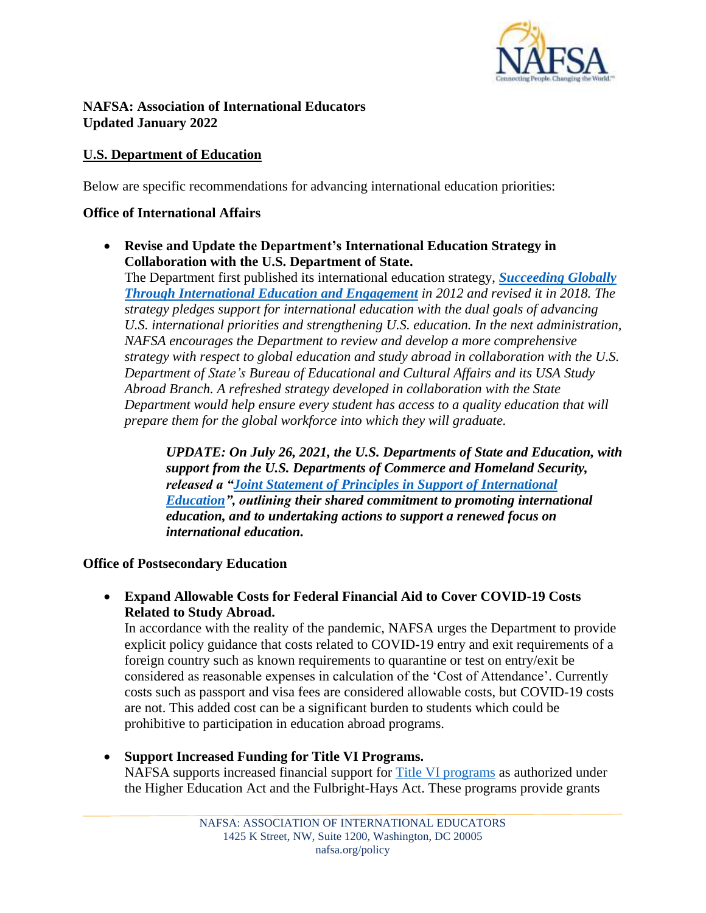**NAFSA: Association of International Educators**
**Updated January 2022**

## U.S. Department of Education

Below are specific recommendations for advancing international education priorities:

### Office of International Affairs

- **Revise and Update the Department's International Education Strategy in Collaboration with the U.S. Department of State.**
  *The Department first published its international education strategy, **Succeeding Globally Through International Education and Engagement** in 2012 and revised it in 2018. The strategy pledges support for international education with the dual goals of advancing U.S. international priorities and strengthening U.S. education. In the next administration, NAFSA encourages the Department to review and develop a more comprehensive strategy with respect to global education and study abroad in collaboration with the U.S. Department of State's Bureau of Educational and Cultural Affairs and its USA Study Abroad Branch. A refreshed strategy developed in collaboration with the State Department would help ensure every student has access to a quality education that will prepare them for the global workforce into which they will graduate.*

  > ***UPDATE: On July 26, 2021, the U.S. Departments of State and Education, with support from the U.S. Departments of Commerce and Homeland Security, released a "Joint Statement of Principles in Support of International Education", outlining their shared commitment to promoting international education, and to undertaking actions to support a renewed focus on international education.***

### Office of Postsecondary Education

- **Expand Allowable Costs for Federal Financial Aid to Cover COVID-19 Costs Related to Study Abroad.**
  In accordance with the reality of the pandemic, NAFSA urges the Department to provide explicit policy guidance that costs related to COVID-19 entry and exit requirements of a foreign country such as known requirements to quarantine or test on entry/exit be considered as reasonable expenses in calculation of the 'Cost of Attendance'. Currently costs such as passport and visa fees are considered allowable costs, but COVID-19 costs are not. This added cost can be a significant burden to students which could be prohibitive to participation in education abroad programs.

- **Support Increased Funding for Title VI Programs.**
  NAFSA supports increased financial support for Title VI programs as authorized under the Higher Education Act and the Fulbright-Hays Act. These programs provide grants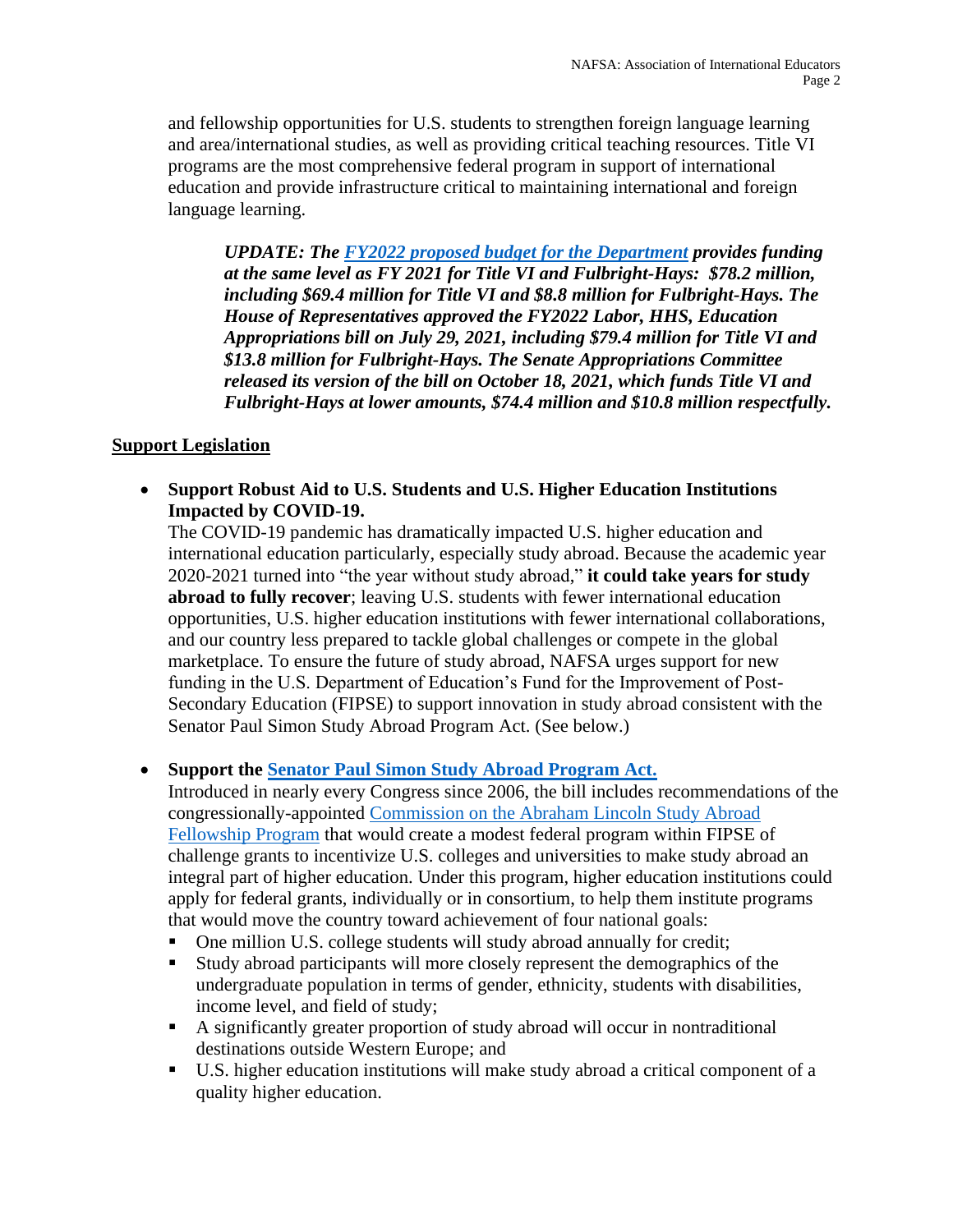and fellowship opportunities for U.S. students to strengthen foreign language learning and area/international studies, as well as providing critical teaching resources. Title VI programs are the most comprehensive federal program in support of international education and provide infrastructure critical to maintaining international and foreign language learning.

> ***UPDATE: The [FY2022 proposed budget for the Department](#) provides funding at the same level as FY 2021 for Title VI and Fulbright-Hays: $78.2 million, including $69.4 million for Title VI and $8.8 million for Fulbright-Hays. The House of Representatives approved the FY2022 Labor, HHS, Education Appropriations bill on July 29, 2021, including $79.4 million for Title VI and $13.8 million for Fulbright-Hays. The Senate Appropriations Committee released its version of the bill on October 18, 2021, which funds Title VI and Fulbright-Hays at lower amounts, $74.4 million and $10.8 million respectfully.***

## Support Legislation

- **Support Robust Aid to U.S. Students and U.S. Higher Education Institutions Impacted by COVID-19.**
  The COVID-19 pandemic has dramatically impacted U.S. higher education and international education particularly, especially study abroad. Because the academic year 2020-2021 turned into "the year without study abroad," **it could take years for study abroad to fully recover**; leaving U.S. students with fewer international education opportunities, U.S. higher education institutions with fewer international collaborations, and our country less prepared to tackle global challenges or compete in the global marketplace. To ensure the future of study abroad, NAFSA urges support for new funding in the U.S. Department of Education's Fund for the Improvement of Post-Secondary Education (FIPSE) to support innovation in study abroad consistent with the Senator Paul Simon Study Abroad Program Act. (See below.)

- **Support the [Senator Paul Simon Study Abroad Program Act.](#)**
  Introduced in nearly every Congress since 2006, the bill includes recommendations of the congressionally-appointed [Commission on the Abraham Lincoln Study Abroad Fellowship Program](#) that would create a modest federal program within FIPSE of challenge grants to incentivize U.S. colleges and universities to make study abroad an integral part of higher education. Under this program, higher education institutions could apply for federal grants, individually or in consortium, to help them institute programs that would move the country toward achievement of four national goals:
  - One million U.S. college students will study abroad annually for credit;
  - Study abroad participants will more closely represent the demographics of the undergraduate population in terms of gender, ethnicity, students with disabilities, income level, and field of study;
  - A significantly greater proportion of study abroad will occur in nontraditional destinations outside Western Europe; and
  - U.S. higher education institutions will make study abroad a critical component of a quality higher education.